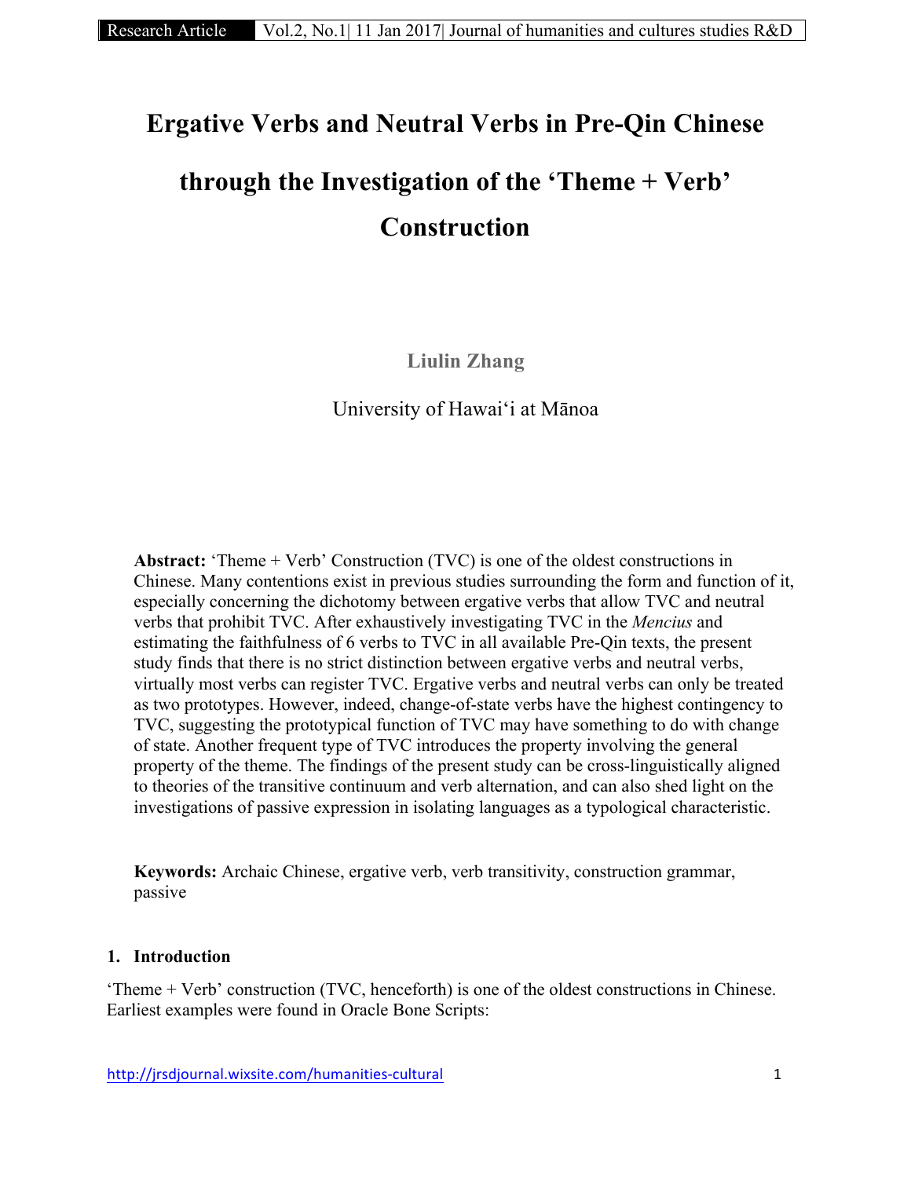# Ergative Verbs and Neutral Verbs in Pre-Qin Chinese through the Investigation of the 'Theme + Verb' Construction

**Liulin Zhang**

University of Hawaiʻi at Mānoa

**Abstract:** 'Theme + Verb' Construction (TVC) is one of the oldest constructions in Chinese. Many contentions exist in previous studies surrounding the form and function of it, especially concerning the dichotomy between ergative verbs that allow TVC and neutral verbs that prohibit TVC. After exhaustively investigating TVC in the *Mencius* and estimating the faithfulness of 6 verbs to TVC in all available Pre-Qin texts, the present study finds that there is no strict distinction between ergative verbs and neutral verbs, virtually most verbs can register TVC. Ergative verbs and neutral verbs can only be treated as two prototypes. However, indeed, change-of-state verbs have the highest contingency to TVC, suggesting the prototypical function of TVC may have something to do with change of state. Another frequent type of TVC introduces the property involving the general property of the theme. The findings of the present study can be cross-linguistically aligned to theories of the transitive continuum and verb alternation, and can also shed light on the investigations of passive expression in isolating languages as a typological characteristic.

**Keywords:** Archaic Chinese, ergative verb, verb transitivity, construction grammar, passive

## 1. Introduction

'Theme + Verb' construction (TVC, henceforth) is one of the oldest constructions in Chinese. Earliest examples were found in Oracle Bone Scripts: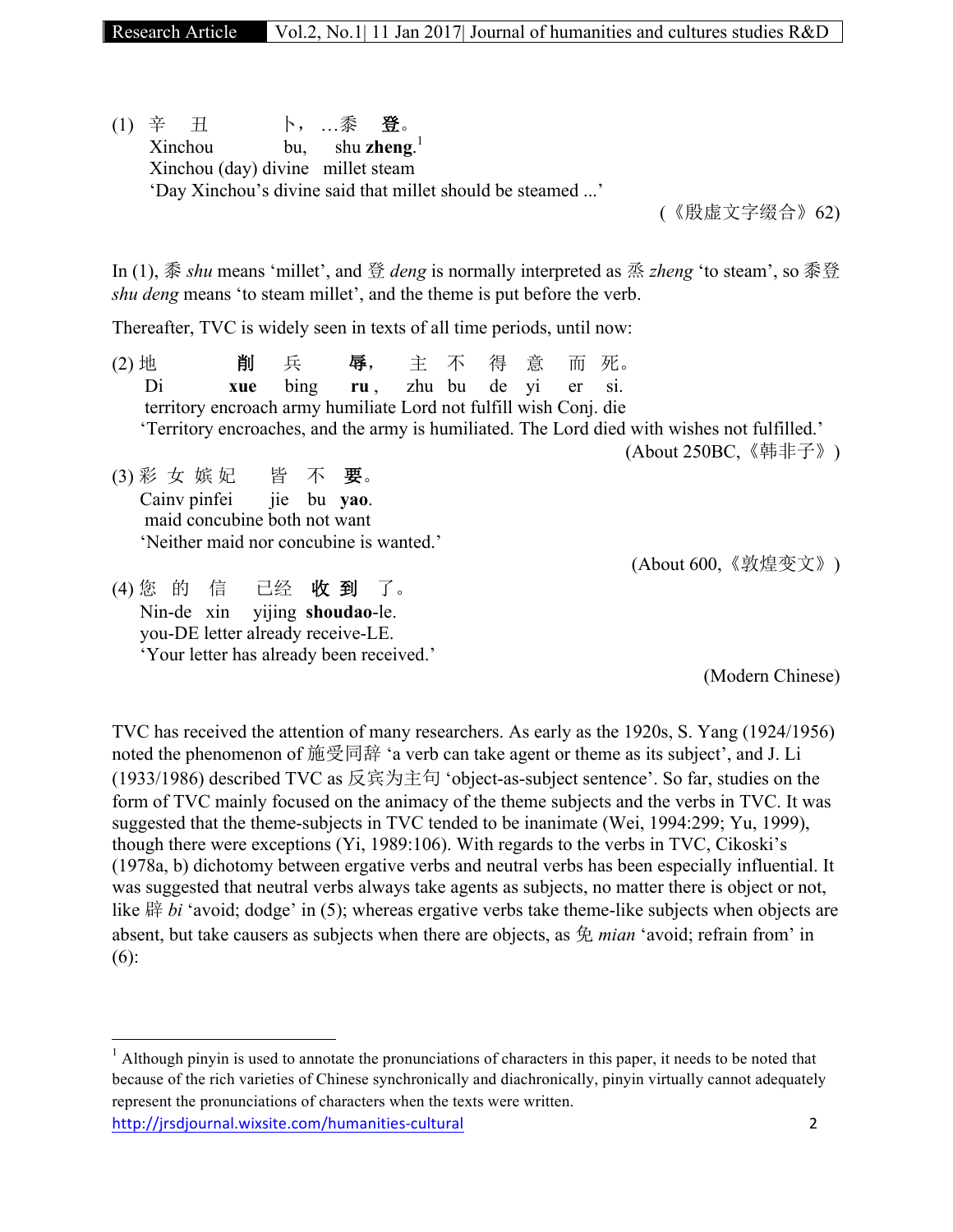(1) 辛 丑 卜，…黍 **登**。
Xinchou bu, shu **zheng**.[1]
Xinchou (day) divine millet steam
'Day Xinchou's divine said that millet should be steamed ...'

(《殷虚文字缀合》62)

In (1), 黍 *shu* means 'millet', and 登 *deng* is normally interpreted as 烝 *zheng* 'to steam', so 黍登 *shu deng* means 'to steam millet', and the theme is put before the verb.

Thereafter, TVC is widely seen in texts of all time periods, until now:

(2) 地 **削** 兵 **辱**， 主 不 得 意 而 死。
Di **xue** bing **ru** , zhu bu de yi er si.
territory encroach army humiliate Lord not fulfill wish Conj. die
'Territory encroaches, and the army is humiliated. The Lord died with wishes not fulfilled.'

(About 250BC,《韩非子》)

(3) 彩 女 嫔 妃 皆 不 **要**。
Cainv pinfei jie bu **yao**.
maid concubine both not want
'Neither maid nor concubine is wanted.'

(About 600,《敦煌变文》)

(4) 您 的 信 已经 **收 到** 了。
Nin-de xin yijing **shoudao**-le.
you-DE letter already receive-LE.
'Your letter has already been received.'

(Modern Chinese)

TVC has received the attention of many researchers. As early as the 1920s, S. Yang (1924/1956) noted the phenomenon of 施受同辞 'a verb can take agent or theme as its subject', and J. Li (1933/1986) described TVC as 反宾为主句 'object-as-subject sentence'. So far, studies on the form of TVC mainly focused on the animacy of the theme subjects and the verbs in TVC. It was suggested that the theme-subjects in TVC tended to be inanimate (Wei, 1994:299; Yu, 1999), though there were exceptions (Yi, 1989:106). With regards to the verbs in TVC, Cikoski's (1978a, b) dichotomy between ergative verbs and neutral verbs has been especially influential. It was suggested that neutral verbs always take agents as subjects, no matter there is object or not, like 辟 *bi* 'avoid; dodge' in (5); whereas ergative verbs take theme-like subjects when objects are absent, but take causers as subjects when there are objects, as 免 *mian* 'avoid; refrain from' in (6):

[1] Although pinyin is used to annotate the pronunciations of characters in this paper, it needs to be noted that because of the rich varieties of Chinese synchronically and diachronically, pinyin virtually cannot adequately represent the pronunciations of characters when the texts were written.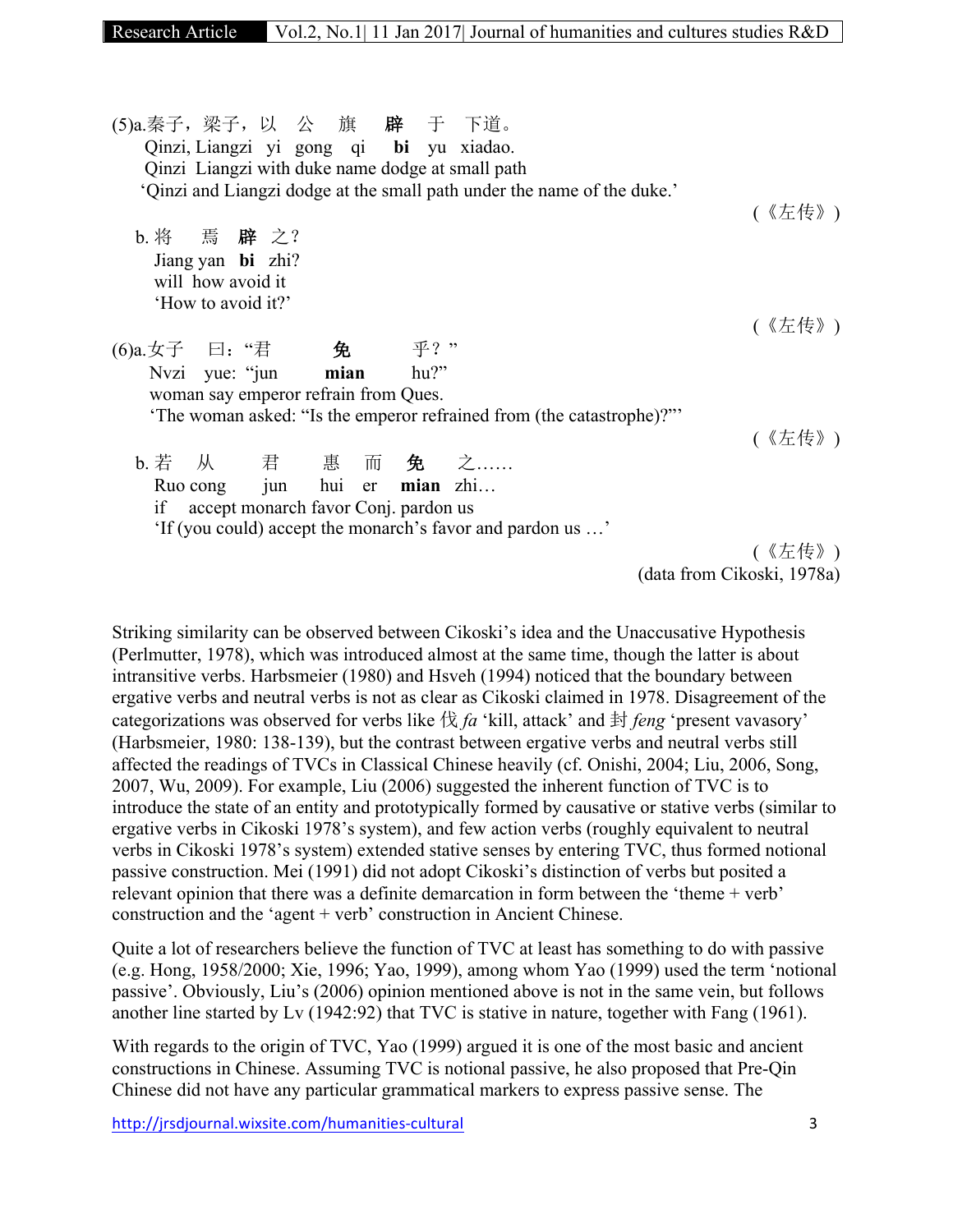(5)a.秦子，梁子，以 公 旗 **辟** 于 下道。
Qinzi, Liangzi yi gong qi **bi** yu xiadao.
Qinzi Liangzi with duke name dodge at small path
'Qinzi and Liangzi dodge at the small path under the name of the duke.'

(《左传》)

b. 将 焉 **辟** 之？
Jiang yan **bi** zhi?
will how avoid it
'How to avoid it?'

(《左传》)

(6)a.女子 曰："君 **免** 乎？"
Nvzi yue: "jun **mian** hu?"
woman say emperor refrain from Ques.
'The woman asked: "Is the emperor refrained from (the catastrophe)?"'

(《左传》)

b. 若 从 君 惠 而 **免** 之……
Ruo cong jun hui er **mian** zhi…
if accept monarch favor Conj. pardon us
'If (you could) accept the monarch's favor and pardon us …'

(《左传》)

(data from Cikoski, 1978a)

Striking similarity can be observed between Cikoski's idea and the Unaccusative Hypothesis (Perlmutter, 1978), which was introduced almost at the same time, though the latter is about intransitive verbs. Harbsmeier (1980) and Hsveh (1994) noticed that the boundary between ergative verbs and neutral verbs is not as clear as Cikoski claimed in 1978. Disagreement of the categorizations was observed for verbs like 伐 *fa* 'kill, attack' and 封 *feng* 'present vavasory' (Harbsmeier, 1980: 138-139), but the contrast between ergative verbs and neutral verbs still affected the readings of TVCs in Classical Chinese heavily (cf. Onishi, 2004; Liu, 2006, Song, 2007, Wu, 2009). For example, Liu (2006) suggested the inherent function of TVC is to introduce the state of an entity and prototypically formed by causative or stative verbs (similar to ergative verbs in Cikoski 1978's system), and few action verbs (roughly equivalent to neutral verbs in Cikoski 1978's system) extended stative senses by entering TVC, thus formed notional passive construction. Mei (1991) did not adopt Cikoski's distinction of verbs but posited a relevant opinion that there was a definite demarcation in form between the 'theme + verb' construction and the 'agent + verb' construction in Ancient Chinese.

Quite a lot of researchers believe the function of TVC at least has something to do with passive (e.g. Hong, 1958/2000; Xie, 1996; Yao, 1999), among whom Yao (1999) used the term 'notional passive'. Obviously, Liu's (2006) opinion mentioned above is not in the same vein, but follows another line started by Lv (1942:92) that TVC is stative in nature, together with Fang (1961).

With regards to the origin of TVC, Yao (1999) argued it is one of the most basic and ancient constructions in Chinese. Assuming TVC is notional passive, he also proposed that Pre-Qin Chinese did not have any particular grammatical markers to express passive sense. The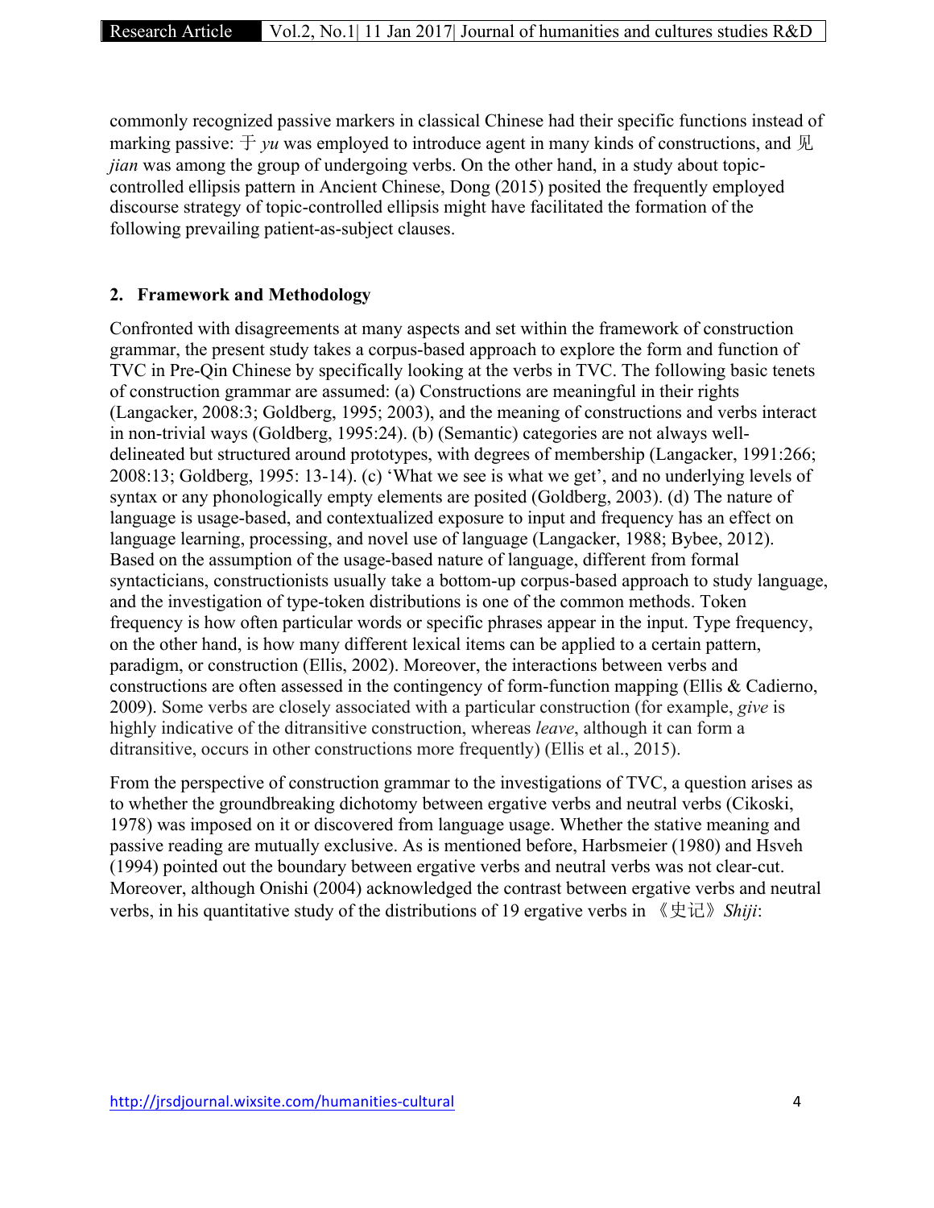commonly recognized passive markers in classical Chinese had their specific functions instead of marking passive: 于 *yu* was employed to introduce agent in many kinds of constructions, and 见 *jian* was among the group of undergoing verbs. On the other hand, in a study about topic-controlled ellipsis pattern in Ancient Chinese, Dong (2015) posited the frequently employed discourse strategy of topic-controlled ellipsis might have facilitated the formation of the following prevailing patient-as-subject clauses.

## 2. Framework and Methodology

Confronted with disagreements at many aspects and set within the framework of construction grammar, the present study takes a corpus-based approach to explore the form and function of TVC in Pre-Qin Chinese by specifically looking at the verbs in TVC. The following basic tenets of construction grammar are assumed: (a) Constructions are meaningful in their rights (Langacker, 2008:3; Goldberg, 1995; 2003), and the meaning of constructions and verbs interact in non-trivial ways (Goldberg, 1995:24). (b) (Semantic) categories are not always well-delineated but structured around prototypes, with degrees of membership (Langacker, 1991:266; 2008:13; Goldberg, 1995: 13-14). (c) 'What we see is what we get', and no underlying levels of syntax or any phonologically empty elements are posited (Goldberg, 2003). (d) The nature of language is usage-based, and contextualized exposure to input and frequency has an effect on language learning, processing, and novel use of language (Langacker, 1988; Bybee, 2012). Based on the assumption of the usage-based nature of language, different from formal syntacticians, constructionists usually take a bottom-up corpus-based approach to study language, and the investigation of type-token distributions is one of the common methods. Token frequency is how often particular words or specific phrases appear in the input. Type frequency, on the other hand, is how many different lexical items can be applied to a certain pattern, paradigm, or construction (Ellis, 2002). Moreover, the interactions between verbs and constructions are often assessed in the contingency of form-function mapping (Ellis & Cadierno, 2009). Some verbs are closely associated with a particular construction (for example, *give* is highly indicative of the ditransitive construction, whereas *leave*, although it can form a ditransitive, occurs in other constructions more frequently) (Ellis et al., 2015).

From the perspective of construction grammar to the investigations of TVC, a question arises as to whether the groundbreaking dichotomy between ergative verbs and neutral verbs (Cikoski, 1978) was imposed on it or discovered from language usage. Whether the stative meaning and passive reading are mutually exclusive. As is mentioned before, Harbsmeier (1980) and Hsveh (1994) pointed out the boundary between ergative verbs and neutral verbs was not clear-cut. Moreover, although Onishi (2004) acknowledged the contrast between ergative verbs and neutral verbs, in his quantitative study of the distributions of 19 ergative verbs in 《史记》*Shiji*: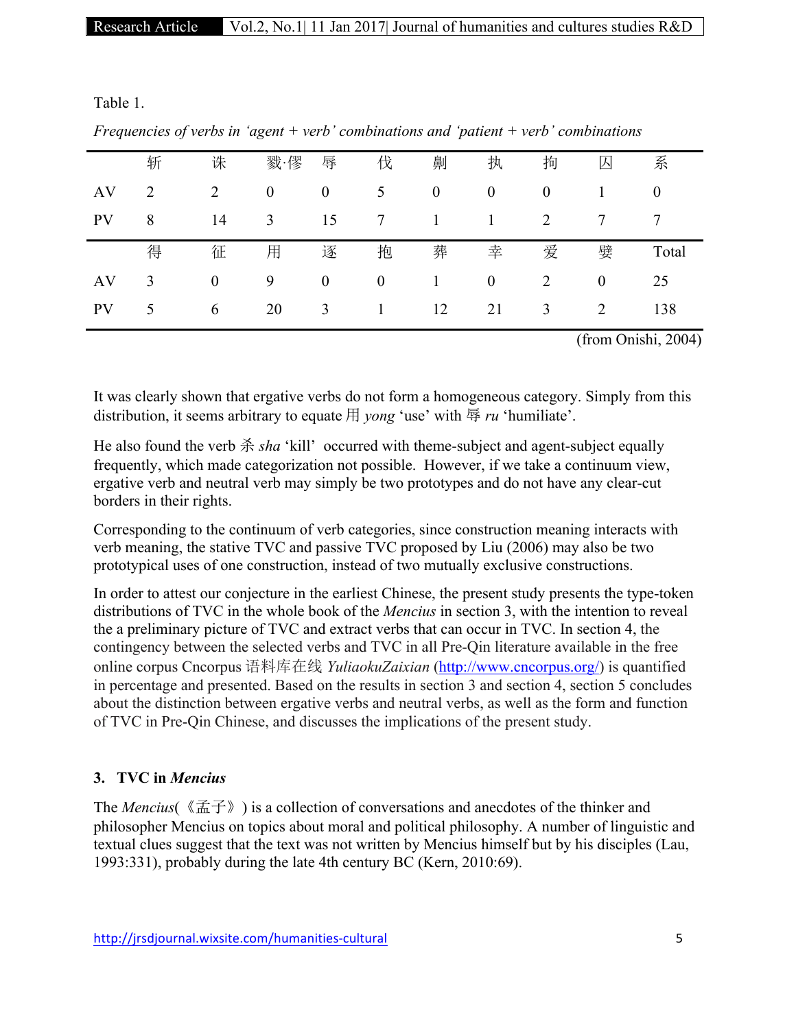Table 1.

*Frequencies of verbs in 'agent + verb' combinations and 'patient + verb' combinations*

| | 斩 | 诛 | 戮·僇 | 辱 | 伐 | 劓 | 执 | 拘 | 囚 | 系 |
|---|---|---|---|---|---|---|---|---|---|---|
| AV | 2 | 2 | 0 | 0 | 5 | 0 | 0 | 0 | 1 | 0 |
| PV | 8 | 14 | 3 | 15 | 7 | 1 | 1 | 2 | 7 | 7 |
| | 得 | 征 | 用 | 逐 | 抱 | 葬 | 幸 | 爱 | 嬖 | Total |
| AV | 3 | 0 | 9 | 0 | 0 | 1 | 0 | 2 | 0 | 25 |
| PV | 5 | 6 | 20 | 3 | 1 | 12 | 21 | 3 | 2 | 138 |

(from Onishi, 2004)

It was clearly shown that ergative verbs do not form a homogeneous category. Simply from this distribution, it seems arbitrary to equate 用 *yong* 'use' with 辱 *ru* 'humiliate'.

He also found the verb 杀 *sha* 'kill' occurred with theme-subject and agent-subject equally frequently, which made categorization not possible. However, if we take a continuum view, ergative verb and neutral verb may simply be two prototypes and do not have any clear-cut borders in their rights.

Corresponding to the continuum of verb categories, since construction meaning interacts with verb meaning, the stative TVC and passive TVC proposed by Liu (2006) may also be two prototypical uses of one construction, instead of two mutually exclusive constructions.

In order to attest our conjecture in the earliest Chinese, the present study presents the type-token distributions of TVC in the whole book of the *Mencius* in section 3, with the intention to reveal the a preliminary picture of TVC and extract verbs that can occur in TVC. In section 4, the contingency between the selected verbs and TVC in all Pre-Qin literature available in the free online corpus Cncorpus 语料库在线 *YuliaokuZaixian* (http://www.cncorpus.org/) is quantified in percentage and presented. Based on the results in section 3 and section 4, section 5 concludes about the distinction between ergative verbs and neutral verbs, as well as the form and function of TVC in Pre-Qin Chinese, and discusses the implications of the present study.

## 3. TVC in *Mencius*

The *Mencius*(《孟子》) is a collection of conversations and anecdotes of the thinker and philosopher Mencius on topics about moral and political philosophy. A number of linguistic and textual clues suggest that the text was not written by Mencius himself but by his disciples (Lau, 1993:331), probably during the late 4th century BC (Kern, 2010:69).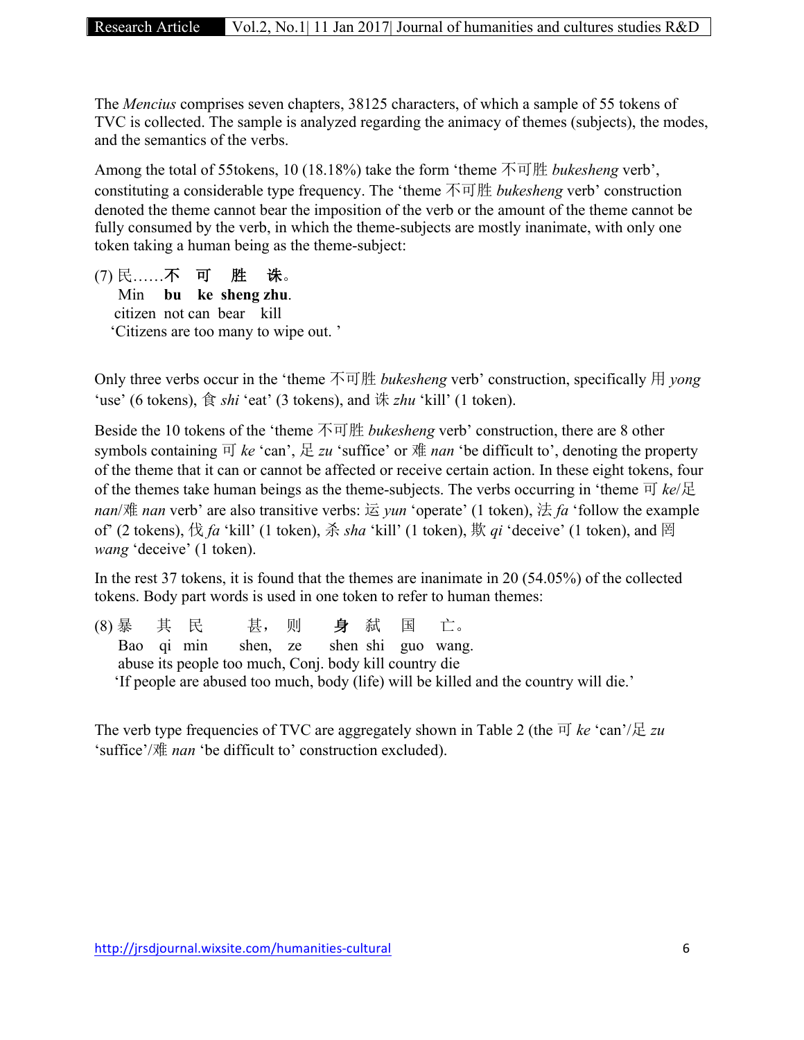The *Mencius* comprises seven chapters, 38125 characters, of which a sample of 55 tokens of TVC is collected. The sample is analyzed regarding the animacy of themes (subjects), the modes, and the semantics of the verbs.

Among the total of 55tokens, 10 (18.18%) take the form 'theme 不可胜 *bukesheng* verb', constituting a considerable type frequency. The 'theme 不可胜 *bukesheng* verb' construction denoted the theme cannot bear the imposition of the verb or the amount of the theme cannot be fully consumed by the verb, in which the theme-subjects are mostly inanimate, with only one token taking a human being as the theme-subject:

(7) 民……**不 可 胜 诛**。
  Min **bu ke sheng zhu**.
  citizen not can bear kill
  'Citizens are too many to wipe out. '

Only three verbs occur in the 'theme 不可胜 *bukesheng* verb' construction, specifically 用 *yong* 'use' (6 tokens), 食 *shi* 'eat' (3 tokens), and 诛 *zhu* 'kill' (1 token).

Beside the 10 tokens of the 'theme 不可胜 *bukesheng* verb' construction, there are 8 other symbols containing 可 *ke* 'can', 足 *zu* 'suffice' or 难 *nan* 'be difficult to', denoting the property of the theme that it can or cannot be affected or receive certain action. In these eight tokens, four of the themes take human beings as the theme-subjects. The verbs occurring in 'theme 可 *ke*/足 *nan*/难 *nan* verb' are also transitive verbs: 运 *yun* 'operate' (1 token), 法 *fa* 'follow the example of' (2 tokens), 伐 *fa* 'kill' (1 token), 杀 *sha* 'kill' (1 token), 欺 *qi* 'deceive' (1 token), and 罔 *wang* 'deceive' (1 token).

In the rest 37 tokens, it is found that the themes are inanimate in 20 (54.05%) of the collected tokens. Body part words is used in one token to refer to human themes:

(8) 暴 其 民 甚，则 **身** 弑 国 亡。
  Bao qi min shen, ze shen shi guo wang.
  abuse its people too much, Conj. body kill country die
  'If people are abused too much, body (life) will be killed and the country will die.'

The verb type frequencies of TVC are aggregately shown in Table 2 (the 可 *ke* 'can'/足 *zu* 'suffice'/难 *nan* 'be difficult to' construction excluded).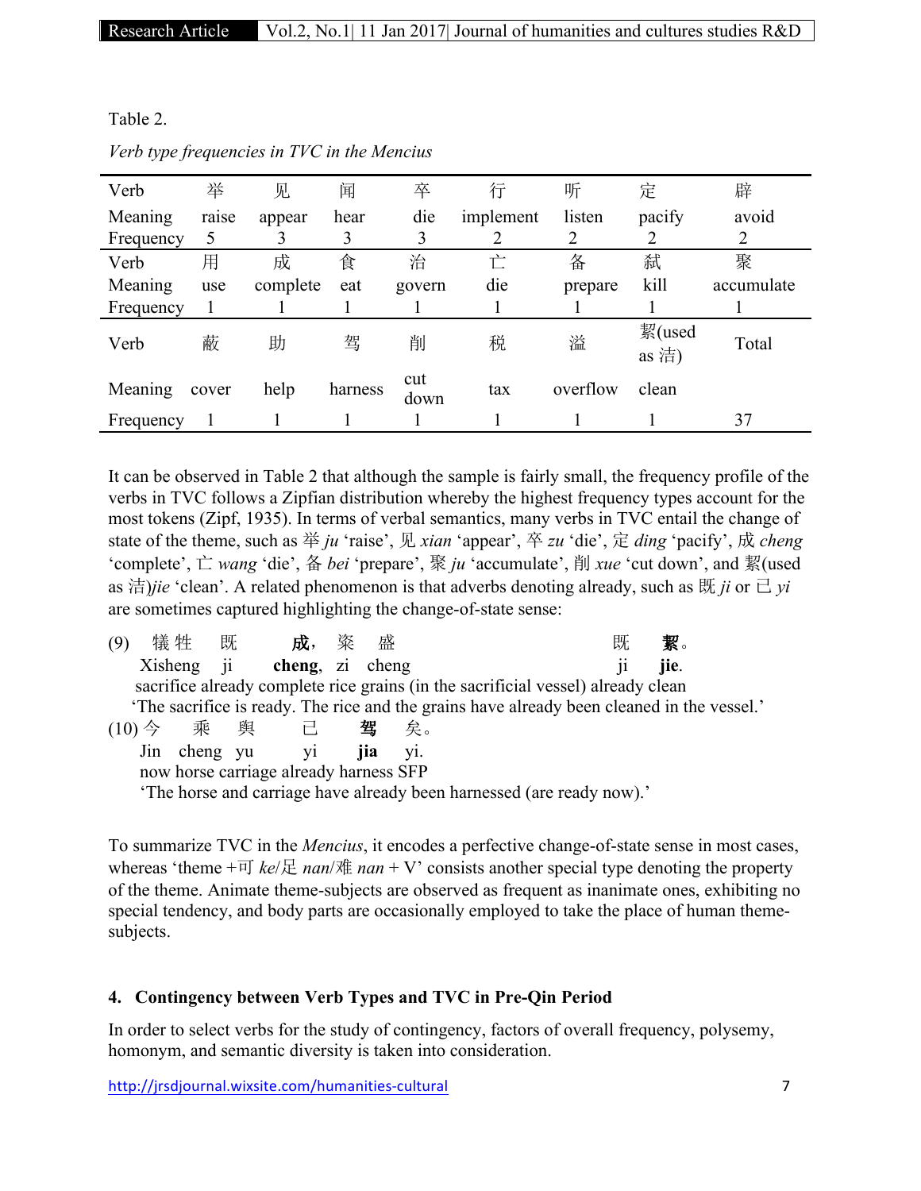Table 2.

*Verb type frequencies in TVC in the Mencius*

| Verb | 举 | 见 | 闻 | 卒 | 行 | 听 | 定 | 辟 |
|---|---|---|---|---|---|---|---|---|
| Meaning | raise | appear | hear | die | implement | listen | pacify | avoid |
| Frequency | 5 | 3 | 3 | 3 | 2 | 2 | 2 | 2 |
| Verb | 用 | 成 | 食 | 治 | 亡 | 备 | 弑 | 聚 |
| Meaning | use | complete | eat | govern | die | prepare | kill | accumulate |
| Frequency | 1 | 1 | 1 | 1 | 1 | 1 | 1 | 1 |
| Verb | 蔽 | 助 | 驾 | 削 | 税 | 溢 | 絜(used as 洁) | Total |
| Meaning | cover | help | harness | cut down | tax | overflow | clean | |
| Frequency | 1 | 1 | 1 | 1 | 1 | 1 | 1 | 37 |

It can be observed in Table 2 that although the sample is fairly small, the frequency profile of the verbs in TVC follows a Zipfian distribution whereby the highest frequency types account for the most tokens (Zipf, 1935). In terms of verbal semantics, many verbs in TVC entail the change of state of the theme, such as 举 *ju* 'raise', 见 *xian* 'appear', 卒 *zu* 'die', 定 *ding* 'pacify', 成 *cheng* 'complete', 亡 *wang* 'die', 备 *bei* 'prepare', 聚 *ju* 'accumulate', 削 *xue* 'cut down', and 絜(used as 洁)*jie* 'clean'. A related phenomenon is that adverbs denoting already, such as 既 *ji* or 已 *yi* are sometimes captured highlighting the change-of-state sense:

(9) 犠牲 既 **成**，粢 盛 既 **絜**。
Xisheng ji **cheng**, zi cheng ji **jie**.
sacrifice already complete rice grains (in the sacrificial vessel) already clean
'The sacrifice is ready. The rice and the grains have already been cleaned in the vessel.'

(10) 今 乘 舆 已 **驾** 矣。
Jin cheng yu yi **jia** yi.
now horse carriage already harness SFP
'The horse and carriage have already been harnessed (are ready now).'

To summarize TVC in the *Mencius*, it encodes a perfective change-of-state sense in most cases, whereas 'theme +可 *ke*/足 *nan*/难 *nan* + V' consists another special type denoting the property of the theme. Animate theme-subjects are observed as frequent as inanimate ones, exhibiting no special tendency, and body parts are occasionally employed to take the place of human theme-subjects.

## 4. Contingency between Verb Types and TVC in Pre-Qin Period

In order to select verbs for the study of contingency, factors of overall frequency, polysemy, homonym, and semantic diversity is taken into consideration.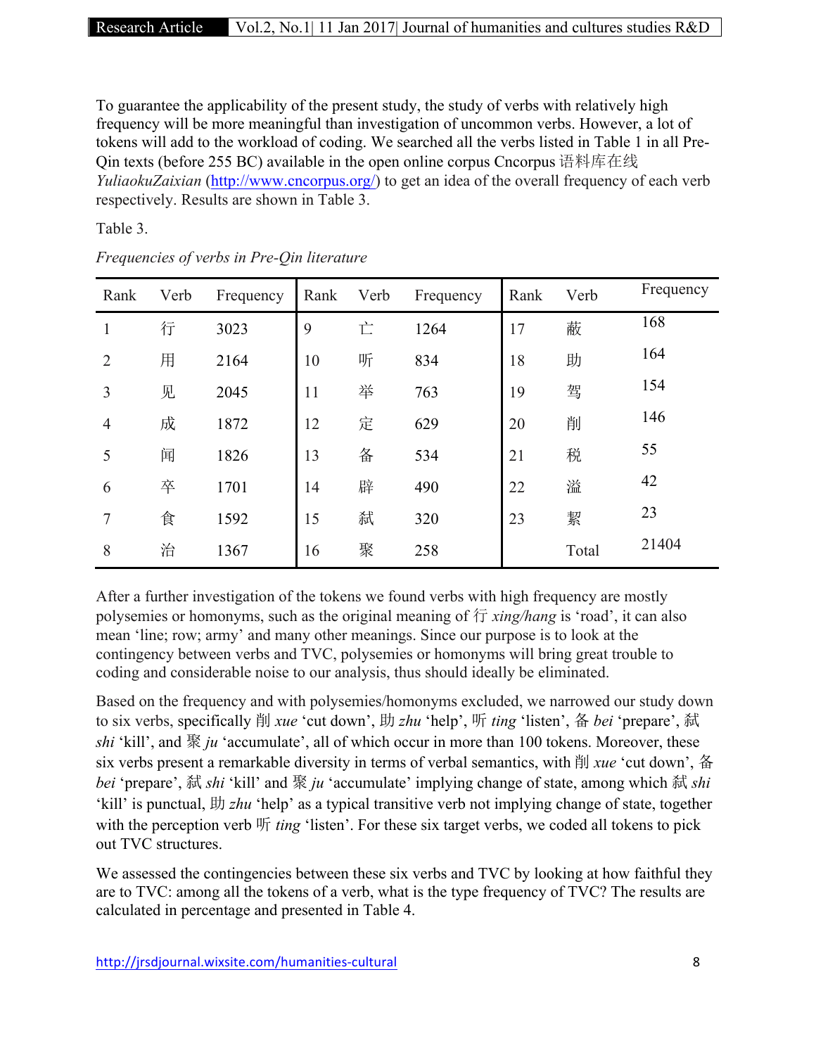To guarantee the applicability of the present study, the study of verbs with relatively high frequency will be more meaningful than investigation of uncommon verbs. However, a lot of tokens will add to the workload of coding. We searched all the verbs listed in Table 1 in all Pre-Qin texts (before 255 BC) available in the open online corpus Cncorpus 语料库在线 *YuliaokuZaixian* (http://www.cncorpus.org/) to get an idea of the overall frequency of each verb respectively. Results are shown in Table 3.

Table 3.

*Frequencies of verbs in Pre-Qin literature*

| Rank | Verb | Frequency | Rank | Verb | Frequency | Rank | Verb | Frequency |
|---|---|---|---|---|---|---|---|---|
| 1 | 行 | 3023 | 9 | 亡 | 1264 | 17 | 蔽 | 168 |
| 2 | 用 | 2164 | 10 | 听 | 834 | 18 | 助 | 164 |
| 3 | 见 | 2045 | 11 | 举 | 763 | 19 | 驾 | 154 |
| 4 | 成 | 1872 | 12 | 定 | 629 | 20 | 削 | 146 |
| 5 | 闻 | 1826 | 13 | 备 | 534 | 21 | 税 | 55 |
| 6 | 卒 | 1701 | 14 | 辟 | 490 | 22 | 溢 | 42 |
| 7 | 食 | 1592 | 15 | 弑 | 320 | 23 | 絜 | 23 |
| 8 | 治 | 1367 | 16 | 聚 | 258 | | Total | 21404 |

After a further investigation of the tokens we found verbs with high frequency are mostly polysemies or homonyms, such as the original meaning of 行 *xing/hang* is ‘road’, it can also mean ‘line; row; army’ and many other meanings. Since our purpose is to look at the contingency between verbs and TVC, polysemies or homonyms will bring great trouble to coding and considerable noise to our analysis, thus should ideally be eliminated.

Based on the frequency and with polysemies/homonyms excluded, we narrowed our study down to six verbs, specifically 削 *xue* ‘cut down’, 助 *zhu* ‘help’, 听 *ting* ‘listen’, 备 *bei* ‘prepare’, 弑 *shi* ‘kill’, and 聚 *ju* ‘accumulate’, all of which occur in more than 100 tokens. Moreover, these six verbs present a remarkable diversity in terms of verbal semantics, with 削 *xue* ‘cut down’, 备 *bei* ‘prepare’, 弑 *shi* ‘kill’ and 聚 *ju* ‘accumulate’ implying change of state, among which 弑 *shi* ‘kill’ is punctual, 助 *zhu* ‘help’ as a typical transitive verb not implying change of state, together with the perception verb 听 *ting* ‘listen’. For these six target verbs, we coded all tokens to pick out TVC structures.

We assessed the contingencies between these six verbs and TVC by looking at how faithful they are to TVC: among all the tokens of a verb, what is the type frequency of TVC? The results are calculated in percentage and presented in Table 4.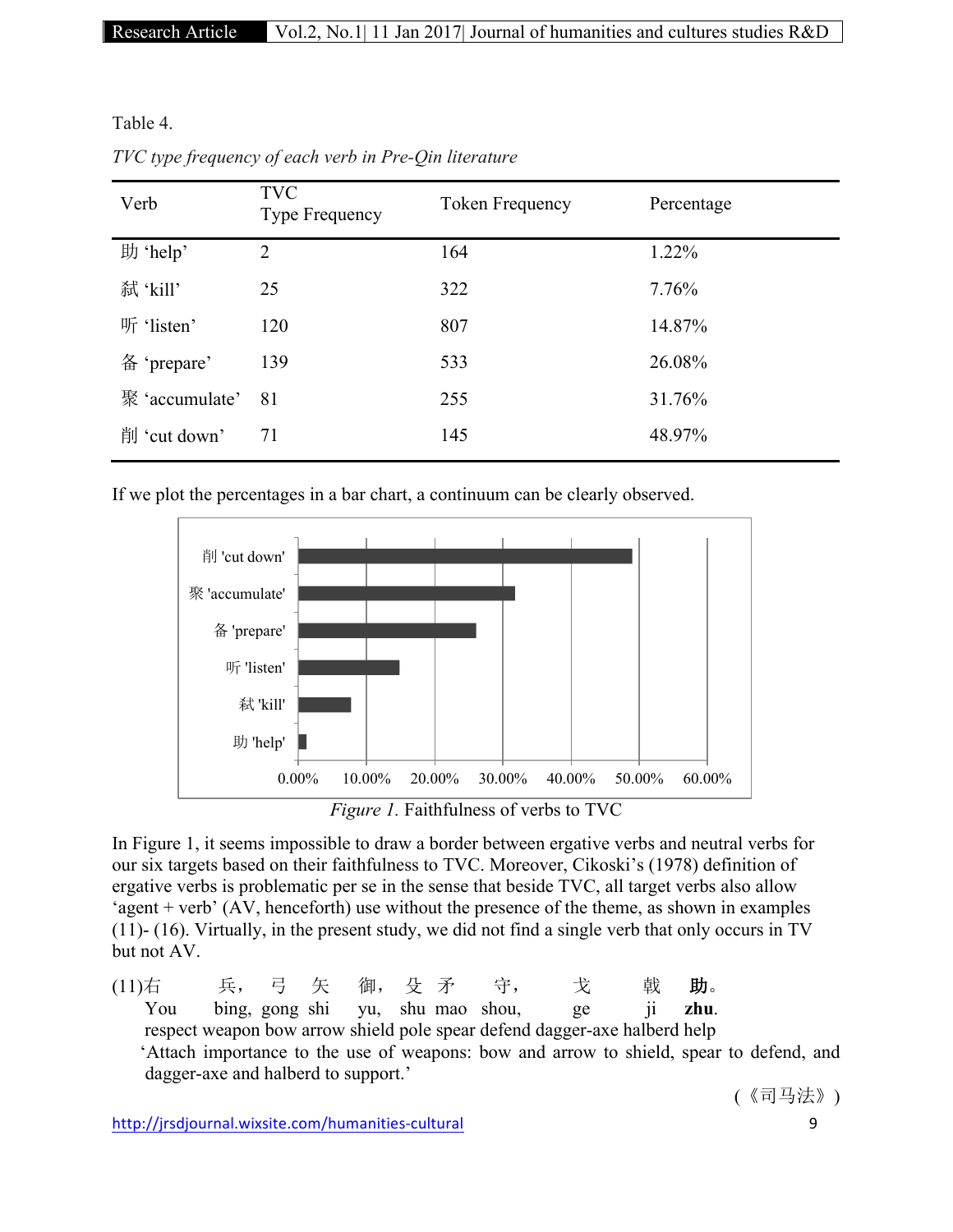Table 4.

*TVC type frequency of each verb in Pre-Qin literature*

| Verb | TVC Type Frequency | Token Frequency | Percentage |
|---|---|---|---|
| 助 ‘help’ | 2 | 164 | 1.22% |
| 弑 ‘kill’ | 25 | 322 | 7.76% |
| 听 ‘listen’ | 120 | 807 | 14.87% |
| 备 ‘prepare’ | 139 | 533 | 26.08% |
| 聚 ‘accumulate’ | 81 | 255 | 31.76% |
| 削 ‘cut down’ | 71 | 145 | 48.97% |

If we plot the percentages in a bar chart, a continuum can be clearly observed.

*Figure 1.* Faithfulness of verbs to TVC

In Figure 1, it seems impossible to draw a border between ergative verbs and neutral verbs for our six targets based on their faithfulness to TVC. Moreover, Cikoski’s (1978) definition of ergative verbs is problematic per se in the sense that beside TVC, all target verbs also allow ‘agent + verb’ (AV, henceforth) use without the presence of the theme, as shown in examples (11)- (16). Virtually, in the present study, we did not find a single verb that only occurs in TV but not AV.

(11)右 兵， 弓 矢 御， 殳 矛 守， 戈 戟 **助**。
You bing, gong shi yu, shu mao shou, ge ji **zhu**.
respect weapon bow arrow shield pole spear defend dagger-axe halberd help
‘Attach importance to the use of weapons: bow and arrow to shield, spear to defend, and dagger-axe and halberd to support.’

(《司马法》)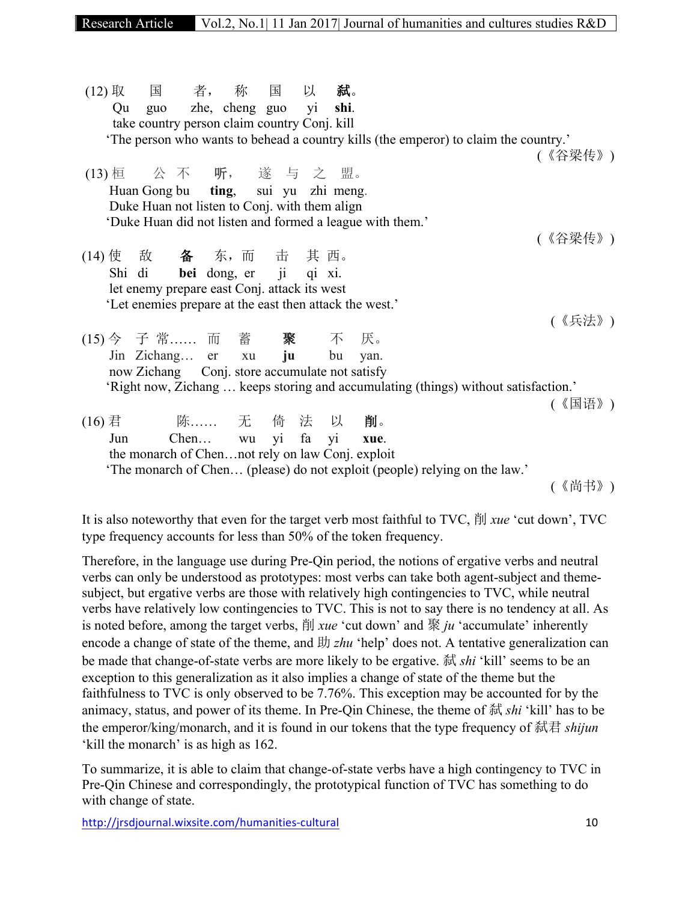(12) 取　国　者，　称　国　以　**弑**。
Qu　guo　zhe,　cheng　guo　yi　**shi**.
take country person claim country Conj. kill
'The person who wants to behead a country kills (the emperor) to claim the country.'

(《谷梁传》)

(13) 桓　公　不　**听**，　遂　与　之　盟。
Huan Gong bu　**ting**,　sui　yu　zhi　meng.
Duke Huan not listen to Conj. with them align
'Duke Huan did not listen and formed a league with them.'

(《谷梁传》)

(14) 使　敌　**备**　东，而　击　其　西。
Shi　di　**bei**　dong,　er　ji　qi　xi.
let enemy prepare east Conj. attack its west
'Let enemies prepare at the east then attack the west.'

(《兵法》)

(15) 今　子　常……　而　蓄　**聚**　不　厌。
Jin　Zichang…　er　xu　**ju**　bu　yan.
now Zichang　Conj. store accumulate not satisfy
'Right now, Zichang … keeps storing and accumulating (things) without satisfaction.'

(《国语》)

(16) 君　陈……　无　倚　法　以　**削**。
Jun　Chen…　wu　yi　fa　yi　**xue**.
the monarch of Chen…not rely on law Conj. exploit
'The monarch of Chen… (please) do not exploit (people) relying on the law.'

(《尚书》)

It is also noteworthy that even for the target verb most faithful to TVC, 削 *xue* 'cut down', TVC type frequency accounts for less than 50% of the token frequency.

Therefore, in the language use during Pre-Qin period, the notions of ergative verbs and neutral verbs can only be understood as prototypes: most verbs can take both agent-subject and theme-subject, but ergative verbs are those with relatively high contingencies to TVC, while neutral verbs have relatively low contingencies to TVC. This is not to say there is no tendency at all. As is noted before, among the target verbs, 削 *xue* 'cut down' and 聚 *ju* 'accumulate' inherently encode a change of state of the theme, and 助 *zhu* 'help' does not. A tentative generalization can be made that change-of-state verbs are more likely to be ergative. 弑 *shi* 'kill' seems to be an exception to this generalization as it also implies a change of state of the theme but the faithfulness to TVC is only observed to be 7.76%. This exception may be accounted for by the animacy, status, and power of its theme. In Pre-Qin Chinese, the theme of 弑 *shi* 'kill' has to be the emperor/king/monarch, and it is found in our tokens that the type frequency of 弑君 *shijun* 'kill the monarch' is as high as 162.

To summarize, it is able to claim that change-of-state verbs have a high contingency to TVC in Pre-Qin Chinese and correspondingly, the prototypical function of TVC has something to do with change of state.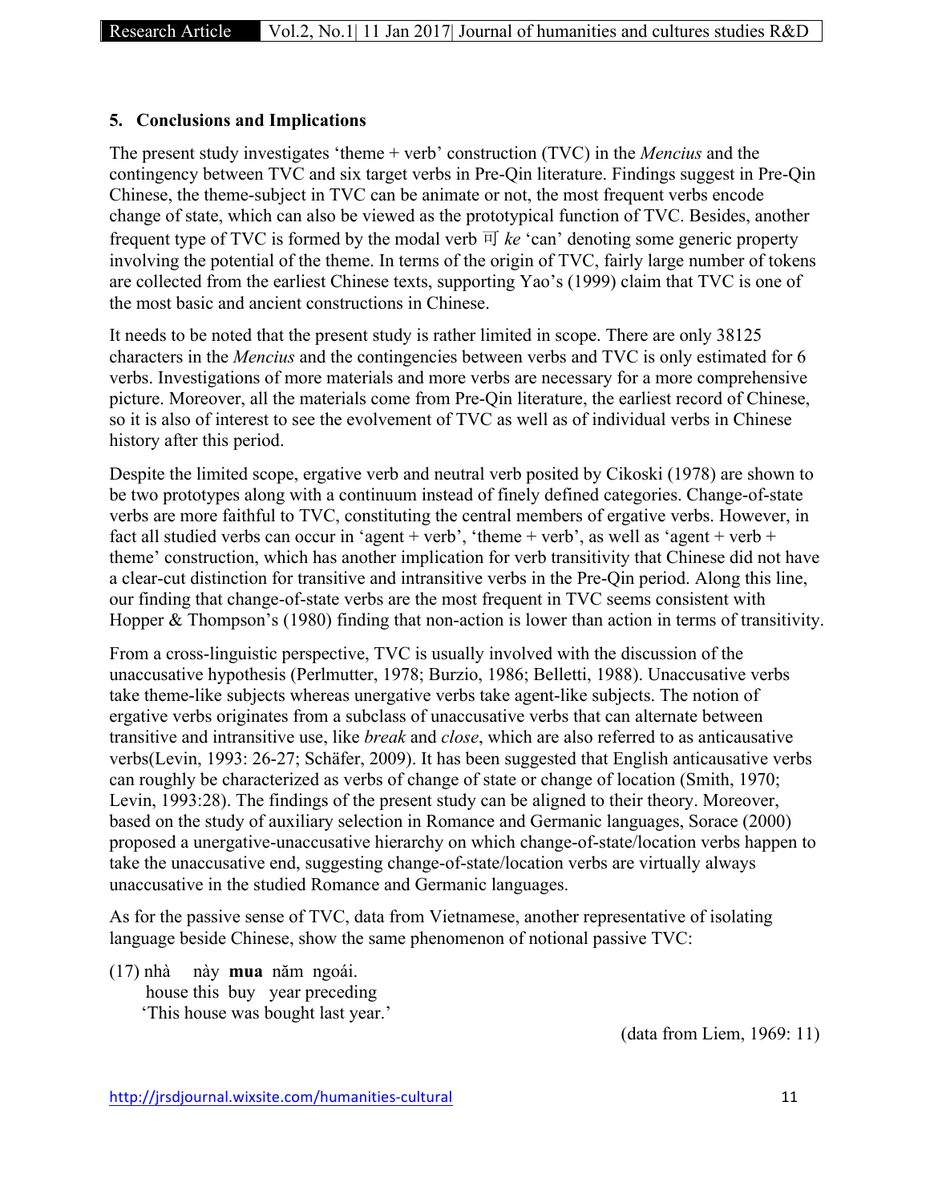## 5. Conclusions and Implications

The present study investigates 'theme + verb' construction (TVC) in the *Mencius* and the contingency between TVC and six target verbs in Pre-Qin literature. Findings suggest in Pre-Qin Chinese, the theme-subject in TVC can be animate or not, the most frequent verbs encode change of state, which can also be viewed as the prototypical function of TVC. Besides, another frequent type of TVC is formed by the modal verb 可 *ke* 'can' denoting some generic property involving the potential of the theme. In terms of the origin of TVC, fairly large number of tokens are collected from the earliest Chinese texts, supporting Yao's (1999) claim that TVC is one of the most basic and ancient constructions in Chinese.

It needs to be noted that the present study is rather limited in scope. There are only 38125 characters in the *Mencius* and the contingencies between verbs and TVC is only estimated for 6 verbs. Investigations of more materials and more verbs are necessary for a more comprehensive picture. Moreover, all the materials come from Pre-Qin literature, the earliest record of Chinese, so it is also of interest to see the evolvement of TVC as well as of individual verbs in Chinese history after this period.

Despite the limited scope, ergative verb and neutral verb posited by Cikoski (1978) are shown to be two prototypes along with a continuum instead of finely defined categories. Change-of-state verbs are more faithful to TVC, constituting the central members of ergative verbs. However, in fact all studied verbs can occur in 'agent + verb', 'theme + verb', as well as 'agent + verb + theme' construction, which has another implication for verb transitivity that Chinese did not have a clear-cut distinction for transitive and intransitive verbs in the Pre-Qin period. Along this line, our finding that change-of-state verbs are the most frequent in TVC seems consistent with Hopper & Thompson's (1980) finding that non-action is lower than action in terms of transitivity.

From a cross-linguistic perspective, TVC is usually involved with the discussion of the unaccusative hypothesis (Perlmutter, 1978; Burzio, 1986; Belletti, 1988). Unaccusative verbs take theme-like subjects whereas unergative verbs take agent-like subjects. The notion of ergative verbs originates from a subclass of unaccusative verbs that can alternate between transitive and intransitive use, like *break* and *close*, which are also referred to as anticausative verbs(Levin, 1993: 26-27; Schäfer, 2009). It has been suggested that English anticausative verbs can roughly be characterized as verbs of change of state or change of location (Smith, 1970; Levin, 1993:28). The findings of the present study can be aligned to their theory. Moreover, based on the study of auxiliary selection in Romance and Germanic languages, Sorace (2000) proposed a unergative-unaccusative hierarchy on which change-of-state/location verbs happen to take the unaccusative end, suggesting change-of-state/location verbs are virtually always unaccusative in the studied Romance and Germanic languages.

As for the passive sense of TVC, data from Vietnamese, another representative of isolating language beside Chinese, show the same phenomenon of notional passive TVC:

(17) nhà này **mua** năm ngoái.
house this buy year preceding
'This house was bought last year.'

(data from Liem, 1969: 11)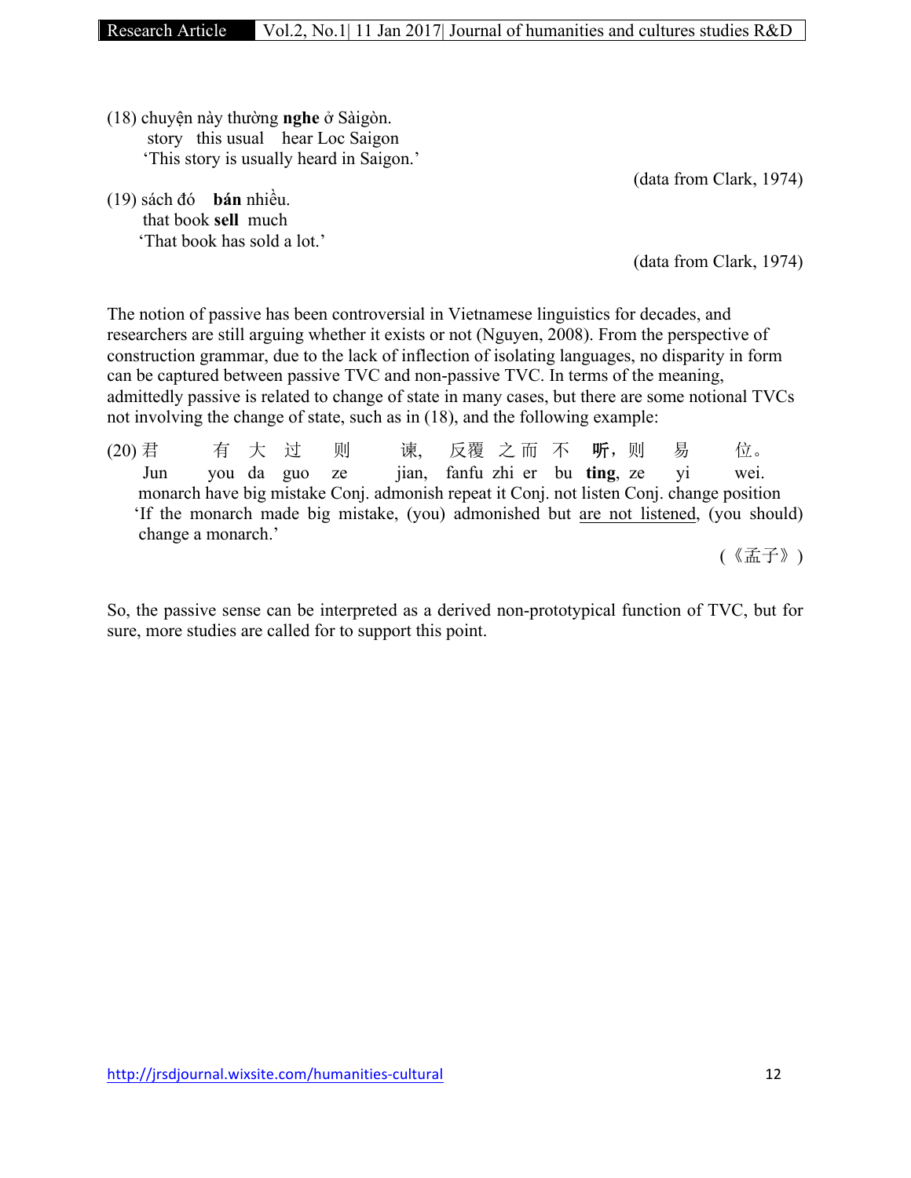(18) chuyện này thường **nghe** ở Sàigòn.
   story this usual hear Loc Saigon
   'This story is usually heard in Saigon.'

(data from Clark, 1974)

(19) sách đó **bán** nhiều.
   that book **sell** much
   'That book has sold a lot.'

(data from Clark, 1974)

The notion of passive has been controversial in Vietnamese linguistics for decades, and researchers are still arguing whether it exists or not (Nguyen, 2008). From the perspective of construction grammar, due to the lack of inflection of isolating languages, no disparity in form can be captured between passive TVC and non-passive TVC. In terms of the meaning, admittedly passive is related to change of state in many cases, but there are some notional TVCs not involving the change of state, such as in (18), and the following example:

(20) 君 有 大 过 则 谏, 反覆 之 而 不 **听**, 则 易 位。
   Jun you da guo ze jian, fanfu zhi er bu **ting**, ze yi wei.
   monarch have big mistake Conj. admonish repeat it Conj. not listen Conj. change position
   'If the monarch made big mistake, (you) admonished but <u>are not listened</u>, (you should) change a monarch.'

(《孟子》)

So, the passive sense can be interpreted as a derived non-prototypical function of TVC, but for sure, more studies are called for to support this point.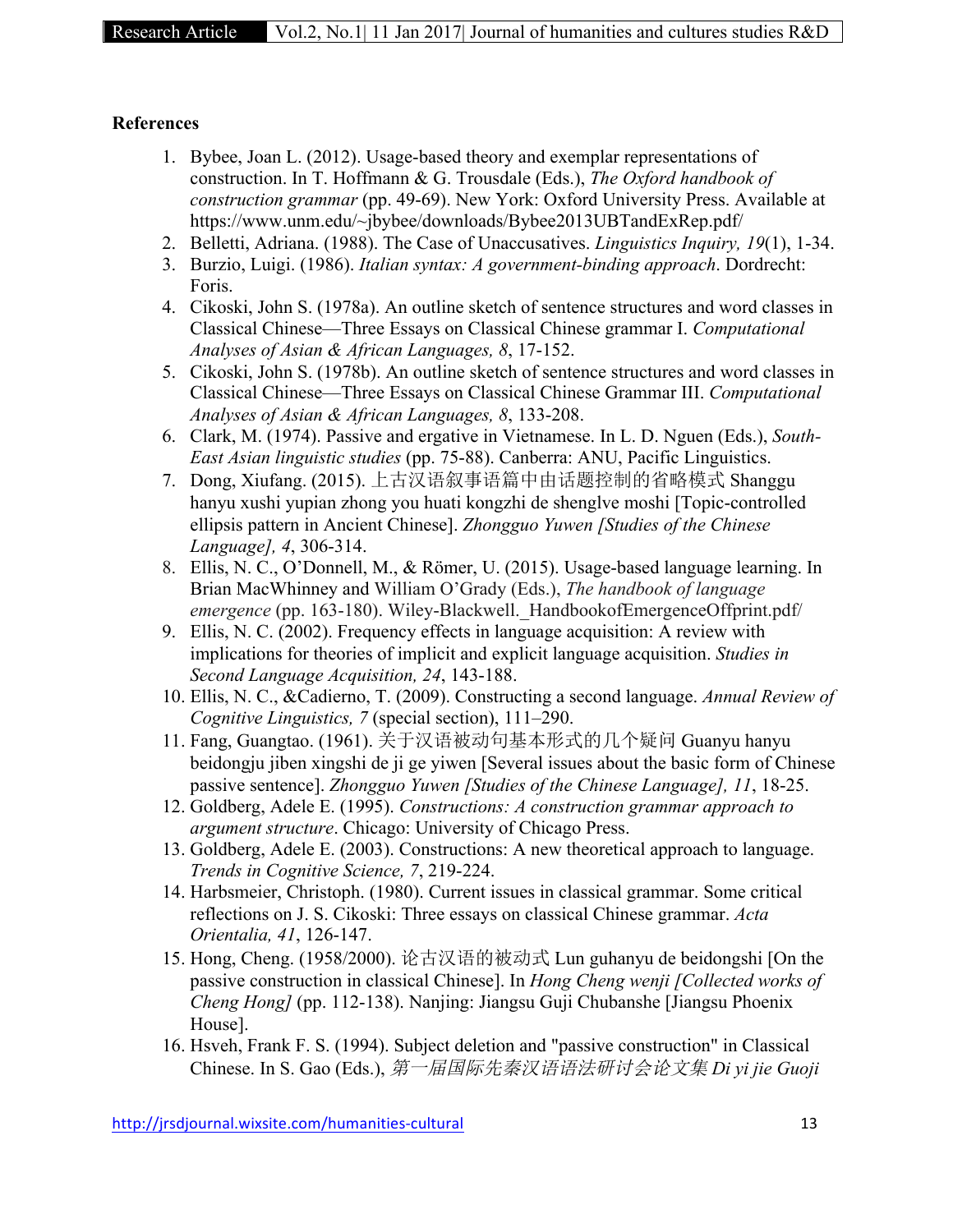**References**

1. Bybee, Joan L. (2012). Usage-based theory and exemplar representations of construction. In T. Hoffmann & G. Trousdale (Eds.), *The Oxford handbook of construction grammar* (pp. 49-69). New York: Oxford University Press. Available at https://www.unm.edu/~jbybee/downloads/Bybee2013UBTandExRep.pdf/
2. Belletti, Adriana. (1988). The Case of Unaccusatives. *Linguistics Inquiry, 19*(1), 1-34.
3. Burzio, Luigi. (1986). *Italian syntax: A government-binding approach*. Dordrecht: Foris.
4. Cikoski, John S. (1978a). An outline sketch of sentence structures and word classes in Classical Chinese—Three Essays on Classical Chinese grammar I. *Computational Analyses of Asian & African Languages, 8*, 17-152.
5. Cikoski, John S. (1978b). An outline sketch of sentence structures and word classes in Classical Chinese—Three Essays on Classical Chinese Grammar III. *Computational Analyses of Asian & African Languages, 8*, 133-208.
6. Clark, M. (1974). Passive and ergative in Vietnamese. In L. D. Nguen (Eds.), *South-East Asian linguistic studies* (pp. 75-88). Canberra: ANU, Pacific Linguistics.
7. Dong, Xiufang. (2015). 上古汉语叙事语篇中由话题控制的省略模式 Shanggu hanyu xushi yupian zhong you huati kongzhi de shenglve moshi [Topic-controlled ellipsis pattern in Ancient Chinese]. *Zhongguo Yuwen [Studies of the Chinese Language], 4*, 306-314.
8. Ellis, N. C., O'Donnell, M., & Römer, U. (2015). Usage-based language learning. In Brian MacWhinney and William O'Grady (Eds.), *The handbook of language emergence* (pp. 163-180). Wiley-Blackwell._HandbookofEmergenceOffprint.pdf/
9. Ellis, N. C. (2002). Frequency effects in language acquisition: A review with implications for theories of implicit and explicit language acquisition. *Studies in Second Language Acquisition, 24*, 143-188.
10. Ellis, N. C., &Cadierno, T. (2009). Constructing a second language. *Annual Review of Cognitive Linguistics, 7* (special section), 111–290.
11. Fang, Guangtao. (1961). 关于汉语被动句基本形式的几个疑问 Guanyu hanyu beidongju jiben xingshi de ji ge yiwen [Several issues about the basic form of Chinese passive sentence]. *Zhongguo Yuwen [Studies of the Chinese Language], 11*, 18-25.
12. Goldberg, Adele E. (1995). *Constructions: A construction grammar approach to argument structure*. Chicago: University of Chicago Press.
13. Goldberg, Adele E. (2003). Constructions: A new theoretical approach to language. *Trends in Cognitive Science, 7*, 219-224.
14. Harbsmeier, Christoph. (1980). Current issues in classical grammar. Some critical reflections on J. S. Cikoski: Three essays on classical Chinese grammar. *Acta Orientalia, 41*, 126-147.
15. Hong, Cheng. (1958/2000). 论古汉语的被动式 Lun guhanyu de beidongshi [On the passive construction in classical Chinese]. In *Hong Cheng wenji [Collected works of Cheng Hong]* (pp. 112-138). Nanjing: Jiangsu Guji Chubanshe [Jiangsu Phoenix House].
16. Hsveh, Frank F. S. (1994). Subject deletion and "passive construction" in Classical Chinese. In S. Gao (Eds.), *第一届国际先秦汉语语法研讨会论文集 Di yi jie Guoji*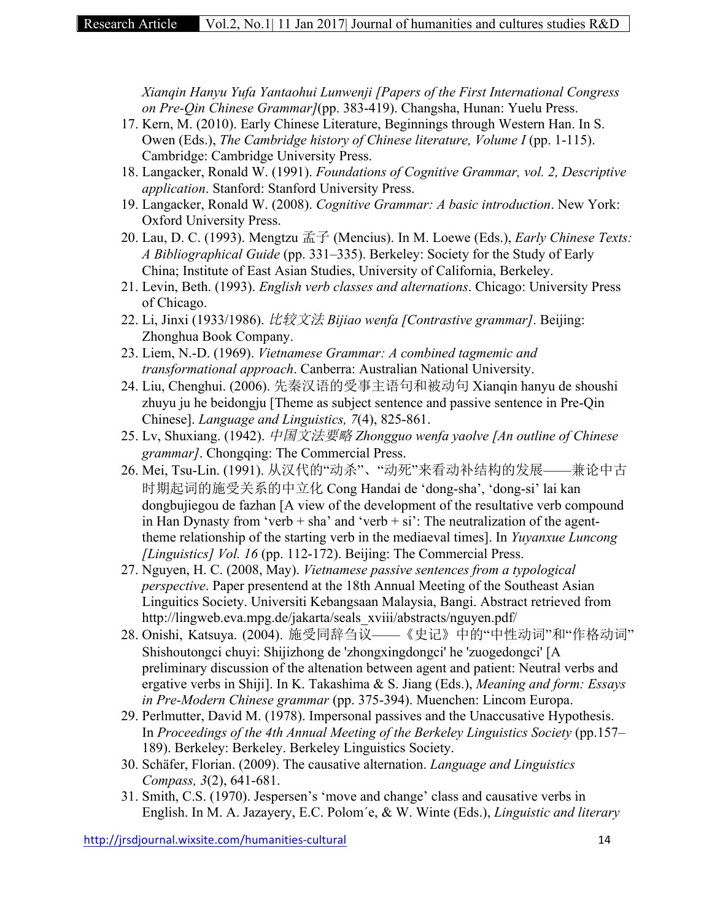*Xianqin Hanyu Yufa Yantaohui Lunwenji [Papers of the First International Congress on Pre-Qin Chinese Grammar]*(pp. 383-419). Changsha, Hunan: Yuelu Press.

17. Kern, M. (2010). Early Chinese Literature, Beginnings through Western Han. In S. Owen (Eds.), *The Cambridge history of Chinese literature, Volume I* (pp. 1-115). Cambridge: Cambridge University Press.
18. Langacker, Ronald W. (1991). *Foundations of Cognitive Grammar, vol. 2, Descriptive application*. Stanford: Stanford University Press.
19. Langacker, Ronald W. (2008). *Cognitive Grammar: A basic introduction*. New York: Oxford University Press.
20. Lau, D. C. (1993). Mengtzu 孟子 (Mencius). In M. Loewe (Eds.), *Early Chinese Texts: A Bibliographical Guide* (pp. 331–335). Berkeley: Society for the Study of Early China; Institute of East Asian Studies, University of California, Berkeley.
21. Levin, Beth. (1993). *English verb classes and alternations*. Chicago: University Press of Chicago.
22. Li, Jinxi (1933/1986). *比较文法 Bijiao wenfa [Contrastive grammar]*. Beijing: Zhonghua Book Company.
23. Liem, N.-D. (1969). *Vietnamese Grammar: A combined tagmemic and transformational approach*. Canberra: Australian National University.
24. Liu, Chenghui. (2006). 先秦汉语的受事主语句和被动句 Xianqin hanyu de shoushi zhuyu ju he beidongju [Theme as subject sentence and passive sentence in Pre-Qin Chinese]. *Language and Linguistics, 7*(4), 825-861.
25. Lv, Shuxiang. (1942). *中国文法要略 Zhongguo wenfa yaolve [An outline of Chinese grammar]*. Chongqing: The Commercial Press.
26. Mei, Tsu-Lin. (1991). 从汉代的"动杀"、"动死"来看动补结构的发展——兼论中古时期起词的施受关系的中立化 Cong Handai de 'dong-sha', 'dong-si' lai kan dongbujiegou de fazhan [A view of the development of the resultative verb compound in Han Dynasty from 'verb + sha' and 'verb + si': The neutralization of the agent-theme relationship of the starting verb in the mediaeval times]. In *Yuyanxue Luncong [Linguistics] Vol. 16* (pp. 112-172). Beijing: The Commercial Press.
27. Nguyen, H. C. (2008, May). *Vietnamese passive sentences from a typological perspective*. Paper presentend at the 18th Annual Meeting of the Southeast Asian Linguitics Society. Universiti Kebangsaan Malaysia, Bangi. Abstract retrieved from http://lingweb.eva.mpg.de/jakarta/seals_xviii/abstracts/nguyen.pdf/
28. Onishi, Katsuya. (2004). 施受同辞刍议——《史记》中的"中性动词"和"作格动词" Shishoutongci chuyi: Shijizhong de 'zhongxingdongci' he 'zuogedongci' [A preliminary discussion of the altenation between agent and patient: Neutral verbs and ergative verbs in Shiji]. In K. Takashima & S. Jiang (Eds.), *Meaning and form: Essays in Pre-Modern Chinese grammar* (pp. 375-394). Muenchen: Lincom Europa.
29. Perlmutter, David M. (1978). Impersonal passives and the Unaccusative Hypothesis. In *Proceedings of the 4th Annual Meeting of the Berkeley Linguistics Society* (pp.157–189). Berkeley: Berkeley. Berkeley Linguistics Society.
30. Schäfer, Florian. (2009). The causative alternation. *Language and Linguistics Compass, 3*(2), 641-681.
31. Smith, C.S. (1970). Jespersen's 'move and change' class and causative verbs in English. In M. A. Jazayery, E.C. Polom´e, & W. Winte (Eds.), *Linguistic and literary*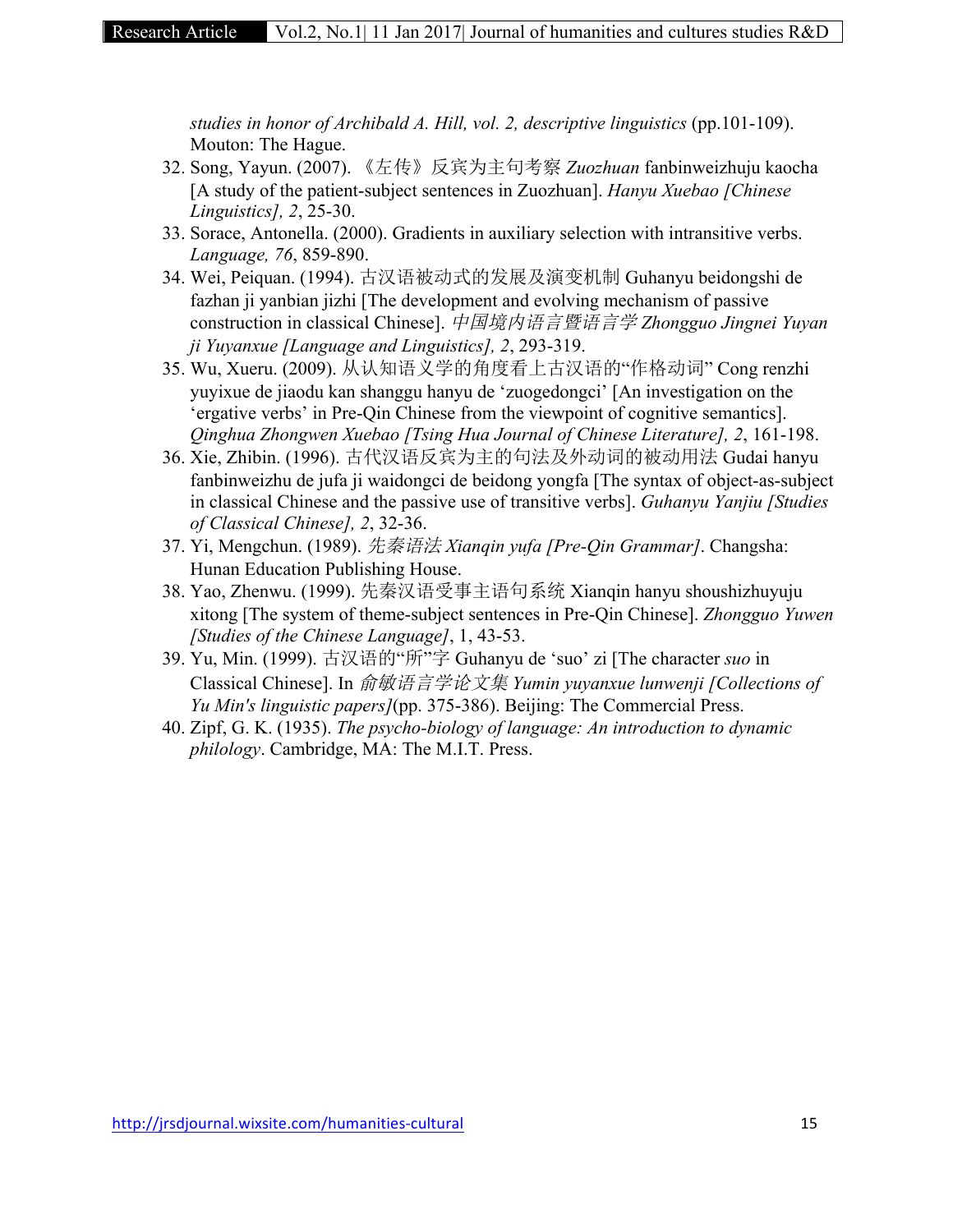*studies in honor of Archibald A. Hill, vol. 2, descriptive linguistics* (pp.101-109). Mouton: The Hague.

32. Song, Yayun. (2007). 《左传》反宾为主句考察 *Zuozhuan* fanbinweizhuju kaocha [A study of the patient-subject sentences in Zuozhuan]. *Hanyu Xuebao [Chinese Linguistics], 2*, 25-30.
33. Sorace, Antonella. (2000). Gradients in auxiliary selection with intransitive verbs. *Language, 76*, 859-890.
34. Wei, Peiquan. (1994). 古汉语被动式的发展及演变机制 Guhanyu beidongshi de fazhan ji yanbian jizhi [The development and evolving mechanism of passive construction in classical Chinese]. *中国境内语言暨语言学 Zhongguo Jingnei Yuyan ji Yuyanxue [Language and Linguistics], 2*, 293-319.
35. Wu, Xueru. (2009). 从认知语义学的角度看上古汉语的"作格动词" Cong renzhi yuyixue de jiaodu kan shanggu hanyu de 'zuogedongci' [An investigation on the 'ergative verbs' in Pre-Qin Chinese from the viewpoint of cognitive semantics]. *Qinghua Zhongwen Xuebao [Tsing Hua Journal of Chinese Literature], 2*, 161-198.
36. Xie, Zhibin. (1996). 古代汉语反宾为主的句法及外动词的被动用法 Gudai hanyu fanbinweizhu de jufa ji waidongci de beidong yongfa [The syntax of object-as-subject in classical Chinese and the passive use of transitive verbs]. *Guhanyu Yanjiu [Studies of Classical Chinese], 2*, 32-36.
37. Yi, Mengchun. (1989). *先秦语法 Xianqin yufa [Pre-Qin Grammar]*. Changsha: Hunan Education Publishing House.
38. Yao, Zhenwu. (1999). 先秦汉语受事主语句系统 Xianqin hanyu shoushizhuyuju xitong [The system of theme-subject sentences in Pre-Qin Chinese]. *Zhongguo Yuwen [Studies of the Chinese Language]*, 1, 43-53.
39. Yu, Min. (1999). 古汉语的"所"字 Guhanyu de 'suo' zi [The character *suo* in Classical Chinese]. In *俞敏语言学论文集 Yumin yuyanxue lunwenji [Collections of Yu Min's linguistic papers]*(pp. 375-386). Beijing: The Commercial Press.
40. Zipf, G. K. (1935). *The psycho-biology of language: An introduction to dynamic philology*. Cambridge, MA: The M.I.T. Press.